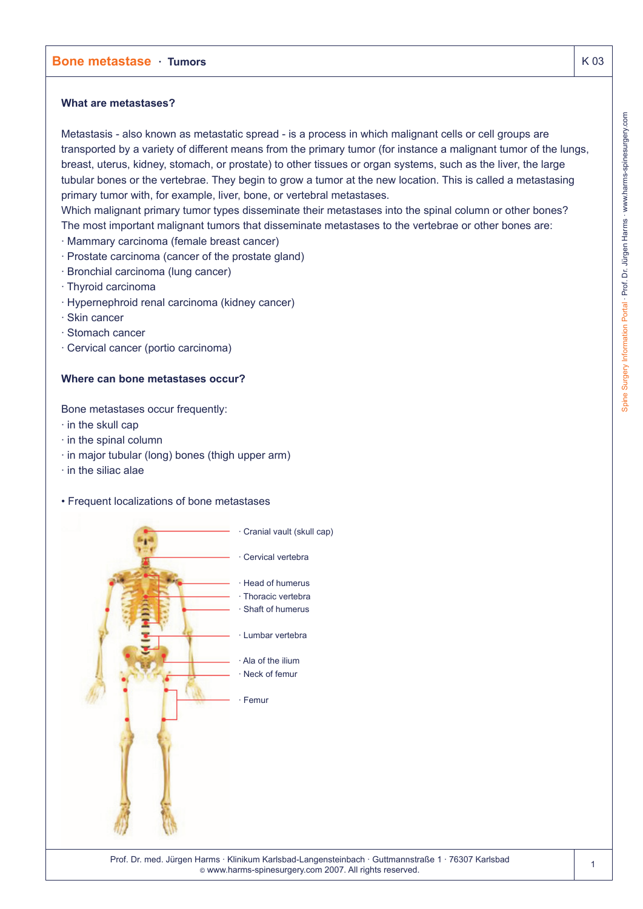# Bone metastase · Tumors

K 03

## What are metastases?

Metastasis - also known as metastatic spread - is a process in which malignant cells or cell groups are transported by a variety of different means from the primary tumor (for instance a malignant tumor of the lungs, breast, uterus, kidney, stomach, or prostate) to other tissues or organ systems, such as the liver, the large tubular bones or the vertebrae. They begin to grow a tumor at the new location. This is called a metastasing primary tumor with, for example, liver, bone, or vertebral metastases.
Which malignant primary tumor types disseminate their metastases into the spinal column or other bones?
The most important malignant tumors that disseminate metastases to the vertebrae or other bones are:

- Mammary carcinoma (female breast cancer)
- Prostate carcinoma (cancer of the prostate gland)
- Bronchial carcinoma (lung cancer)
- Thyroid carcinoma
- Hypernephroid renal carcinoma (kidney cancer)
- Skin cancer
- Stomach cancer
- Cervical cancer (portio carcinoma)

## Where can bone metastases occur?

Bone metastases occur frequently:

- in the skull cap
- in the spinal column
- in major tubular (long) bones (thigh upper arm)
- in the siliac alae

• Frequent localizations of bone metastases

- Cranial vault (skull cap)
- Cervical vertebra
- Head of humerus
- Thoracic vertebra
- Shaft of humerus
- Lumbar vertebra
- Ala of the ilium
- Neck of femur
- Femur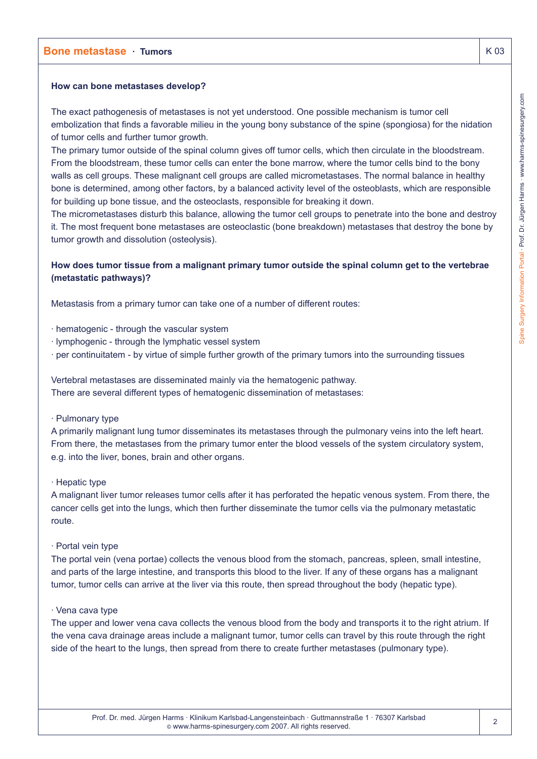**How can bone metastases develop?**

The exact pathogenesis of metastases is not yet understood. One possible mechanism is tumor cell embolization that finds a favorable milieu in the young bony substance of the spine (spongiosa) for the nidation of tumor cells and further tumor growth.
The primary tumor outside of the spinal column gives off tumor cells, which then circulate in the bloodstream. From the bloodstream, these tumor cells can enter the bone marrow, where the tumor cells bind to the bony walls as cell groups. These malignant cell groups are called micrometastases. The normal balance in healthy bone is determined, among other factors, by a balanced activity level of the osteoblasts, which are responsible for building up bone tissue, and the osteoclasts, responsible for breaking it down.
The micrometastases disturb this balance, allowing the tumor cell groups to penetrate into the bone and destroy it. The most frequent bone metastases are osteoclastic (bone breakdown) metastases that destroy the bone by tumor growth and dissolution (osteolysis).

**How does tumor tissue from a malignant primary tumor outside the spinal column get to the vertebrae (metastatic pathways)?**

Metastasis from a primary tumor can take one of a number of different routes:

- hematogenic - through the vascular system
- lymphogenic - through the lymphatic vessel system
- per continuitatem - by virtue of simple further growth of the primary tumors into the surrounding tissues

Vertebral metastases are disseminated mainly via the hematogenic pathway.
There are several different types of hematogenic dissemination of metastases:

· Pulmonary type
A primarily malignant lung tumor disseminates its metastases through the pulmonary veins into the left heart. From there, the metastases from the primary tumor enter the blood vessels of the system circulatory system, e.g. into the liver, bones, brain and other organs.

· Hepatic type
A malignant liver tumor releases tumor cells after it has perforated the hepatic venous system. From there, the cancer cells get into the lungs, which then further disseminate the tumor cells via the pulmonary metastatic route.

· Portal vein type
The portal vein (vena portae) collects the venous blood from the stomach, pancreas, spleen, small intestine, and parts of the large intestine, and transports this blood to the liver. If any of these organs has a malignant tumor, tumor cells can arrive at the liver via this route, then spread throughout the body (hepatic type).

· Vena cava type
The upper and lower vena cava collects the venous blood from the body and transports it to the right atrium. If the vena cava drainage areas include a malignant tumor, tumor cells can travel by this route through the right side of the heart to the lungs, then spread from there to create further metastases (pulmonary type).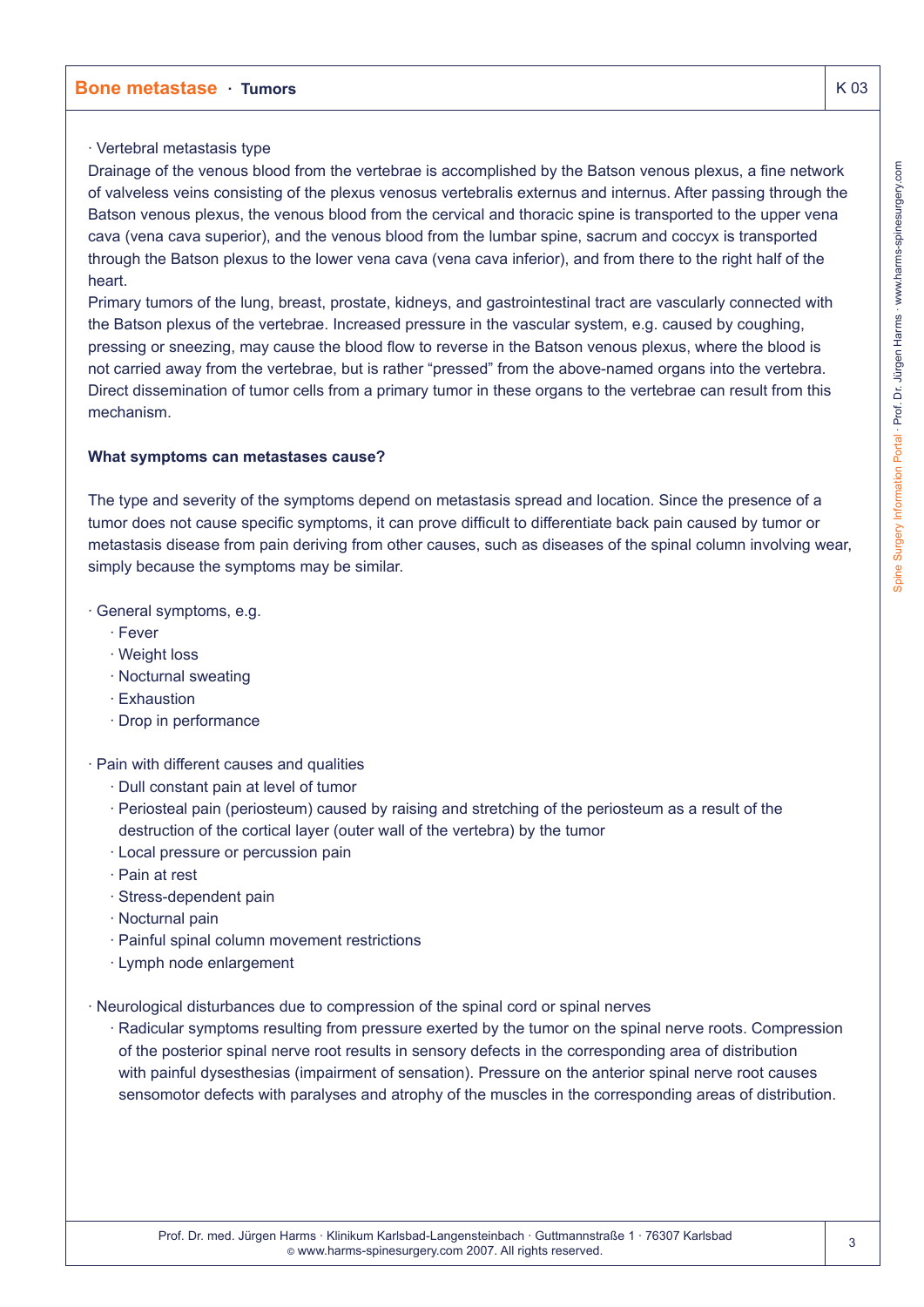· Vertebral metastasis type

Drainage of the venous blood from the vertebrae is accomplished by the Batson venous plexus, a fine network of valveless veins consisting of the plexus venosus vertebralis externus and internus. After passing through the Batson venous plexus, the venous blood from the cervical and thoracic spine is transported to the upper vena cava (vena cava superior), and the venous blood from the lumbar spine, sacrum and coccyx is transported through the Batson plexus to the lower vena cava (vena cava inferior), and from there to the right half of the heart.

Primary tumors of the lung, breast, prostate, kidneys, and gastrointestinal tract are vascularly connected with the Batson plexus of the vertebrae. Increased pressure in the vascular system, e.g. caused by coughing, pressing or sneezing, may cause the blood flow to reverse in the Batson venous plexus, where the blood is not carried away from the vertebrae, but is rather "pressed" from the above-named organs into the vertebra. Direct dissemination of tumor cells from a primary tumor in these organs to the vertebrae can result from this mechanism.

**What symptoms can metastases cause?**

The type and severity of the symptoms depend on metastasis spread and location. Since the presence of a tumor does not cause specific symptoms, it can prove difficult to differentiate back pain caused by tumor or metastasis disease from pain deriving from other causes, such as diseases of the spinal column involving wear, simply because the symptoms may be similar.

- General symptoms, e.g.
  - Fever
  - Weight loss
  - Nocturnal sweating
  - Exhaustion
  - Drop in performance

- Pain with different causes and qualities
  - Dull constant pain at level of tumor
  - Periosteal pain (periosteum) caused by raising and stretching of the periosteum as a result of the destruction of the cortical layer (outer wall of the vertebra) by the tumor
  - Local pressure or percussion pain
  - Pain at rest
  - Stress-dependent pain
  - Nocturnal pain
  - Painful spinal column movement restrictions
  - Lymph node enlargement

- Neurological disturbances due to compression of the spinal cord or spinal nerves
  - Radicular symptoms resulting from pressure exerted by the tumor on the spinal nerve roots. Compression of the posterior spinal nerve root results in sensory defects in the corresponding area of distribution with painful dysesthesias (impairment of sensation). Pressure on the anterior spinal nerve root causes sensomotor defects with paralyses and atrophy of the muscles in the corresponding areas of distribution.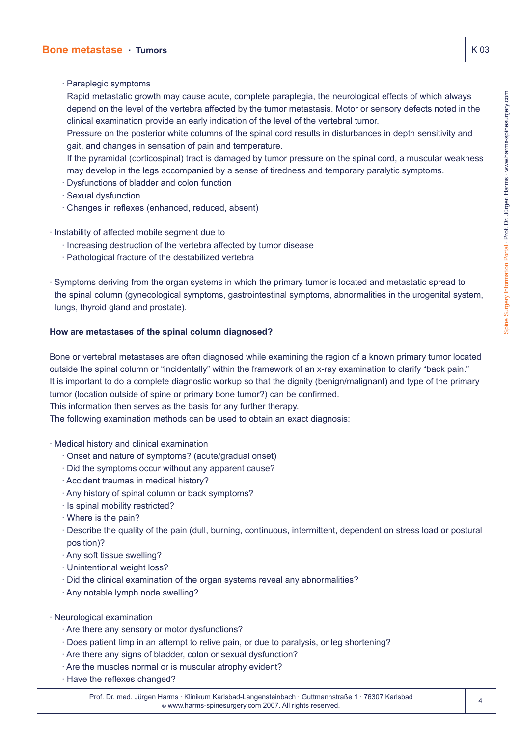- Paraplegic symptoms
  Rapid metastatic growth may cause acute, complete paraplegia, the neurological effects of which always depend on the level of the vertebra affected by the tumor metastasis. Motor or sensory defects noted in the clinical examination provide an early indication of the level of the vertebral tumor.
  Pressure on the posterior white columns of the spinal cord results in disturbances in depth sensitivity and gait, and changes in sensation of pain and temperature.
  If the pyramidal (corticospinal) tract is damaged by tumor pressure on the spinal cord, a muscular weakness may develop in the legs accompanied by a sense of tiredness and temporary paralytic symptoms.
- Dysfunctions of bladder and colon function
- Sexual dysfunction
- Changes in reflexes (enhanced, reduced, absent)

- Instability of affected mobile segment due to
  - Increasing destruction of the vertebra affected by tumor disease
  - Pathological fracture of the destabilized vertebra

- Symptoms deriving from the organ systems in which the primary tumor is located and metastatic spread to the spinal column (gynecological symptoms, gastrointestinal symptoms, abnormalities in the urogenital system, lungs, thyroid gland and prostate).

**How are metastases of the spinal column diagnosed?**

Bone or vertebral metastases are often diagnosed while examining the region of a known primary tumor located outside the spinal column or "incidentally" within the framework of an x-ray examination to clarify "back pain."
It is important to do a complete diagnostic workup so that the dignity (benign/malignant) and type of the primary tumor (location outside of spine or primary bone tumor?) can be confirmed.
This information then serves as the basis for any further therapy.
The following examination methods can be used to obtain an exact diagnosis:

- Medical history and clinical examination
  - Onset and nature of symptoms? (acute/gradual onset)
  - Did the symptoms occur without any apparent cause?
  - Accident traumas in medical history?
  - Any history of spinal column or back symptoms?
  - Is spinal mobility restricted?
  - Where is the pain?
  - Describe the quality of the pain (dull, burning, continuous, intermittent, dependent on stress load or postural position)?
  - Any soft tissue swelling?
  - Unintentional weight loss?
  - Did the clinical examination of the organ systems reveal any abnormalities?
  - Any notable lymph node swelling?

- Neurological examination
  - Are there any sensory or motor dysfunctions?
  - Does patient limp in an attempt to relive pain, or due to paralysis, or leg shortening?
  - Are there any signs of bladder, colon or sexual dysfunction?
  - Are the muscles normal or is muscular atrophy evident?
  - Have the reflexes changed?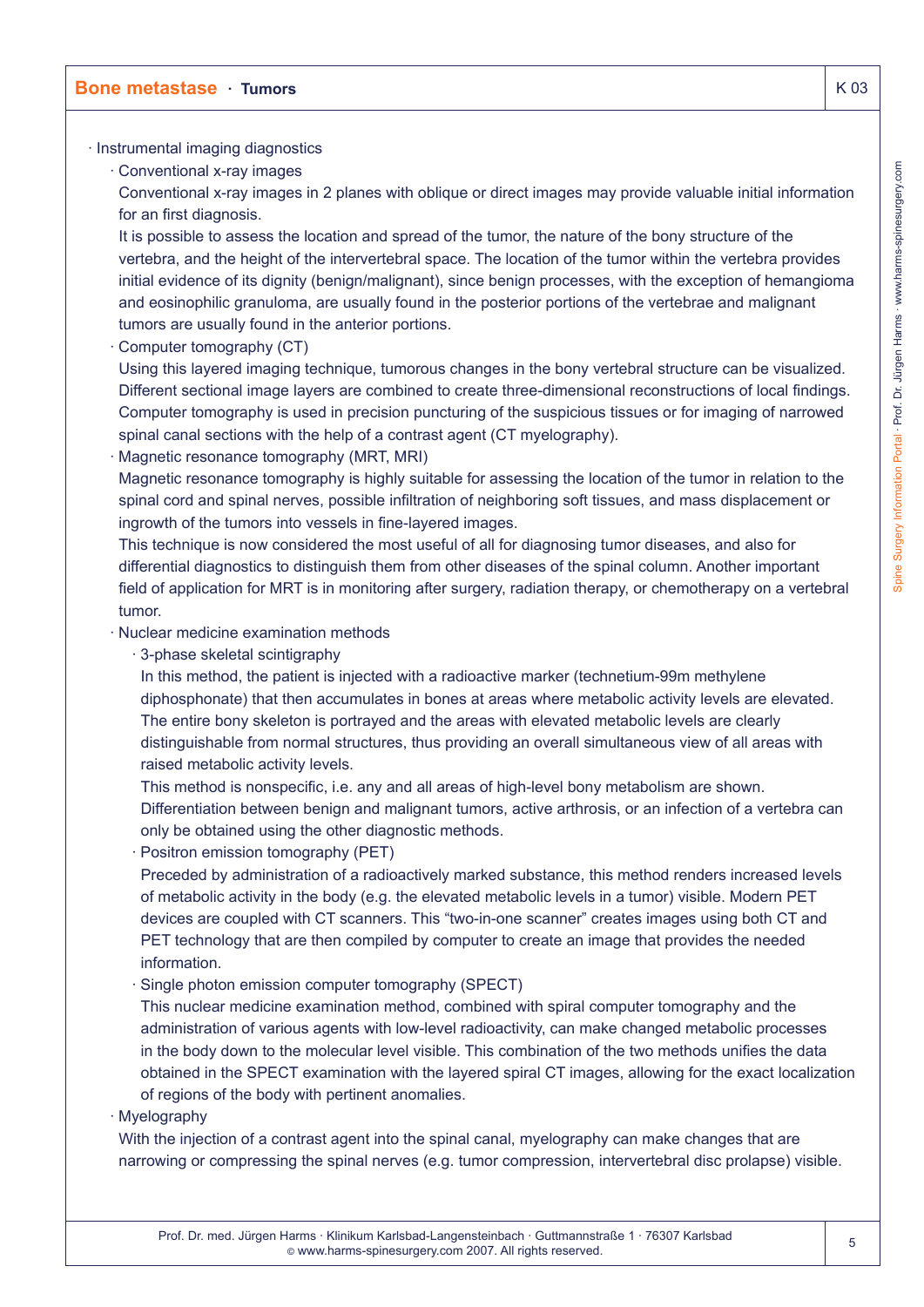- Instrumental imaging diagnostics
  - Conventional x-ray images

    Conventional x-ray images in 2 planes with oblique or direct images may provide valuable initial information for an first diagnosis.

    It is possible to assess the location and spread of the tumor, the nature of the bony structure of the vertebra, and the height of the intervertebral space. The location of the tumor within the vertebra provides initial evidence of its dignity (benign/malignant), since benign processes, with the exception of hemangioma and eosinophilic granuloma, are usually found in the posterior portions of the vertebrae and malignant tumors are usually found in the anterior portions.
  - Computer tomography (CT)

    Using this layered imaging technique, tumorous changes in the bony vertebral structure can be visualized. Different sectional image layers are combined to create three-dimensional reconstructions of local findings. Computer tomography is used in precision puncturing of the suspicious tissues or for imaging of narrowed spinal canal sections with the help of a contrast agent (CT myelography).
  - Magnetic resonance tomography (MRT, MRI)

    Magnetic resonance tomography is highly suitable for assessing the location of the tumor in relation to the spinal cord and spinal nerves, possible infiltration of neighboring soft tissues, and mass displacement or ingrowth of the tumors into vessels in fine-layered images.

    This technique is now considered the most useful of all for diagnosing tumor diseases, and also for differential diagnostics to distinguish them from other diseases of the spinal column. Another important field of application for MRT is in monitoring after surgery, radiation therapy, or chemotherapy on a vertebral tumor.
  - Nuclear medicine examination methods
    - 3-phase skeletal scintigraphy

      In this method, the patient is injected with a radioactive marker (technetium-99m methylene diphosphonate) that then accumulates in bones at areas where metabolic activity levels are elevated. The entire bony skeleton is portrayed and the areas with elevated metabolic levels are clearly distinguishable from normal structures, thus providing an overall simultaneous view of all areas with raised metabolic activity levels.

      This method is nonspecific, i.e. any and all areas of high-level bony metabolism are shown. Differentiation between benign and malignant tumors, active arthrosis, or an infection of a vertebra can only be obtained using the other diagnostic methods.
    - Positron emission tomography (PET)

      Preceded by administration of a radioactively marked substance, this method renders increased levels of metabolic activity in the body (e.g. the elevated metabolic levels in a tumor) visible. Modern PET devices are coupled with CT scanners. This "two-in-one scanner" creates images using both CT and PET technology that are then compiled by computer to create an image that provides the needed information.
    - Single photon emission computer tomography (SPECT)

      This nuclear medicine examination method, combined with spiral computer tomography and the administration of various agents with low-level radioactivity, can make changed metabolic processes in the body down to the molecular level visible. This combination of the two methods unifies the data obtained in the SPECT examination with the layered spiral CT images, allowing for the exact localization of regions of the body with pertinent anomalies.
  - Myelography

    With the injection of a contrast agent into the spinal canal, myelography can make changes that are narrowing or compressing the spinal nerves (e.g. tumor compression, intervertebral disc prolapse) visible.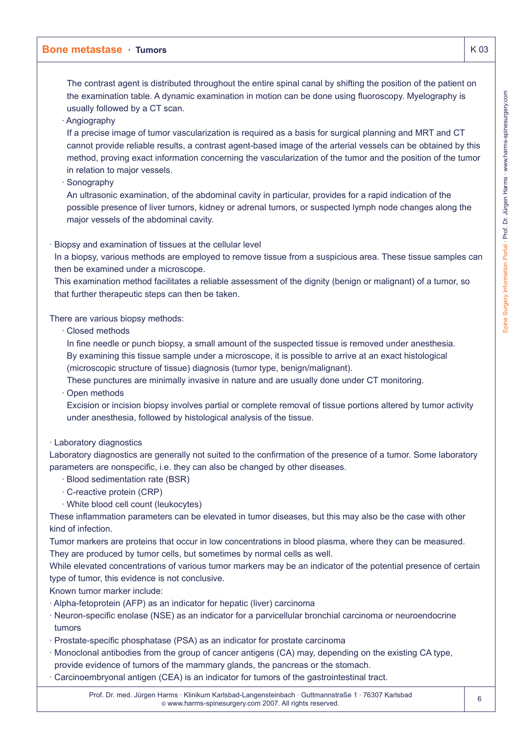The contrast agent is distributed throughout the entire spinal canal by shifting the position of the patient on the examination table. A dynamic examination in motion can be done using fluoroscopy. Myelography is usually followed by a CT scan.

- Angiography

  If a precise image of tumor vascularization is required as a basis for surgical planning and MRT and CT cannot provide reliable results, a contrast agent-based image of the arterial vessels can be obtained by this method, proving exact information concerning the vascularization of the tumor and the position of the tumor in relation to major vessels.

- Sonography

  An ultrasonic examination, of the abdominal cavity in particular, provides for a rapid indication of the possible presence of liver tumors, kidney or adrenal tumors, or suspected lymph node changes along the major vessels of the abdominal cavity.

- Biopsy and examination of tissues at the cellular level

  In a biopsy, various methods are employed to remove tissue from a suspicious area. These tissue samples can then be examined under a microscope.

  This examination method facilitates a reliable assessment of the dignity (benign or malignant) of a tumor, so that further therapeutic steps can then be taken.

There are various biopsy methods:

- Closed methods

  In fine needle or punch biopsy, a small amount of the suspected tissue is removed under anesthesia. By examining this tissue sample under a microscope, it is possible to arrive at an exact histological (microscopic structure of tissue) diagnosis (tumor type, benign/malignant).

  These punctures are minimally invasive in nature and are usually done under CT monitoring.

- Open methods

  Excision or incision biopsy involves partial or complete removal of tissue portions altered by tumor activity under anesthesia, followed by histological analysis of the tissue.

- Laboratory diagnostics

Laboratory diagnostics are generally not suited to the confirmation of the presence of a tumor. Some laboratory parameters are nonspecific, i.e. they can also be changed by other diseases.

- Blood sedimentation rate (BSR)
- C-reactive protein (CRP)
- White blood cell count (leukocytes)

These inflammation parameters can be elevated in tumor diseases, but this may also be the case with other kind of infection.

Tumor markers are proteins that occur in low concentrations in blood plasma, where they can be measured. They are produced by tumor cells, but sometimes by normal cells as well.

While elevated concentrations of various tumor markers may be an indicator of the potential presence of certain type of tumor, this evidence is not conclusive.

Known tumor marker include:

- Alpha-fetoprotein (AFP) as an indicator for hepatic (liver) carcinoma
- Neuron-specific enolase (NSE) as an indicator for a parvicellular bronchial carcinoma or neuroendocrine tumors
- Prostate-specific phosphatase (PSA) as an indicator for prostate carcinoma
- Monoclonal antibodies from the group of cancer antigens (CA) may, depending on the existing CA type, provide evidence of tumors of the mammary glands, the pancreas or the stomach.
- Carcinoembryonal antigen (CEA) is an indicator for tumors of the gastrointestinal tract.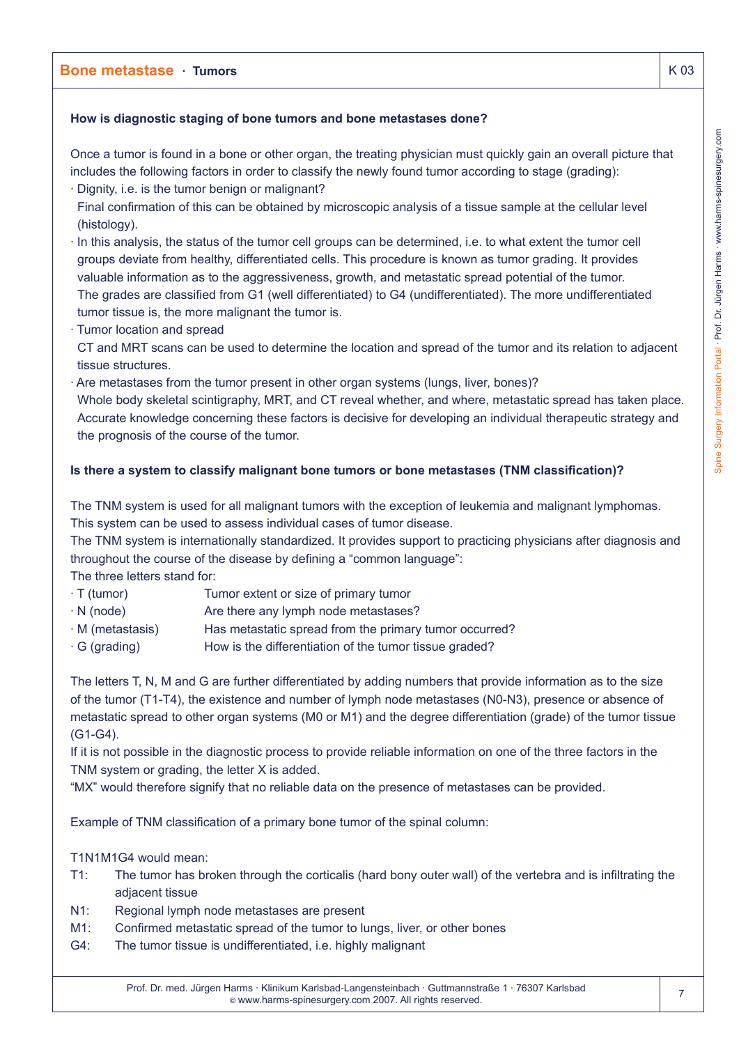## How is diagnostic staging of bone tumors and bone metastases done?

Once a tumor is found in a bone or other organ, the treating physician must quickly gain an overall picture that includes the following factors in order to classify the newly found tumor according to stage (grading):

- Dignity, i.e. is the tumor benign or malignant?
  Final confirmation of this can be obtained by microscopic analysis of a tissue sample at the cellular level (histology).
- In this analysis, the status of the tumor cell groups can be determined, i.e. to what extent the tumor cell groups deviate from healthy, differentiated cells. This procedure is known as tumor grading. It provides valuable information as to the aggressiveness, growth, and metastatic spread potential of the tumor.
  The grades are classified from G1 (well differentiated) to G4 (undifferentiated). The more undifferentiated tumor tissue is, the more malignant the tumor is.
- Tumor location and spread
  CT and MRT scans can be used to determine the location and spread of the tumor and its relation to adjacent tissue structures.
- Are metastases from the tumor present in other organ systems (lungs, liver, bones)?
  Whole body skeletal scintigraphy, MRT, and CT reveal whether, and where, metastatic spread has taken place.
  Accurate knowledge concerning these factors is decisive for developing an individual therapeutic strategy and the prognosis of the course of the tumor.

## Is there a system to classify malignant bone tumors or bone metastases (TNM classification)?

The TNM system is used for all malignant tumors with the exception of leukemia and malignant lymphomas. This system can be used to assess individual cases of tumor disease.

The TNM system is internationally standardized. It provides support to practicing physicians after diagnosis and throughout the course of the disease by defining a "common language":

The three letters stand for:

- T (tumor) — Tumor extent or size of primary tumor
- N (node) — Are there any lymph node metastases?
- M (metastasis) — Has metastatic spread from the primary tumor occurred?
- G (grading) — How is the differentiation of the tumor tissue graded?

The letters T, N, M and G are further differentiated by adding numbers that provide information as to the size of the tumor (T1-T4), the existence and number of lymph node metastases (N0-N3), presence or absence of metastatic spread to other organ systems (M0 or M1) and the degree differentiation (grade) of the tumor tissue (G1-G4).

If it is not possible in the diagnostic process to provide reliable information on one of the three factors in the TNM system or grading, the letter X is added.

"MX" would therefore signify that no reliable data on the presence of metastases can be provided.

Example of TNM classification of a primary bone tumor of the spinal column:

T1N1M1G4 would mean:

- T1: The tumor has broken through the corticalis (hard bony outer wall) of the vertebra and is infiltrating the adjacent tissue
- N1: Regional lymph node metastases are present
- M1: Confirmed metastatic spread of the tumor to lungs, liver, or other bones
- G4: The tumor tissue is undifferentiated, i.e. highly malignant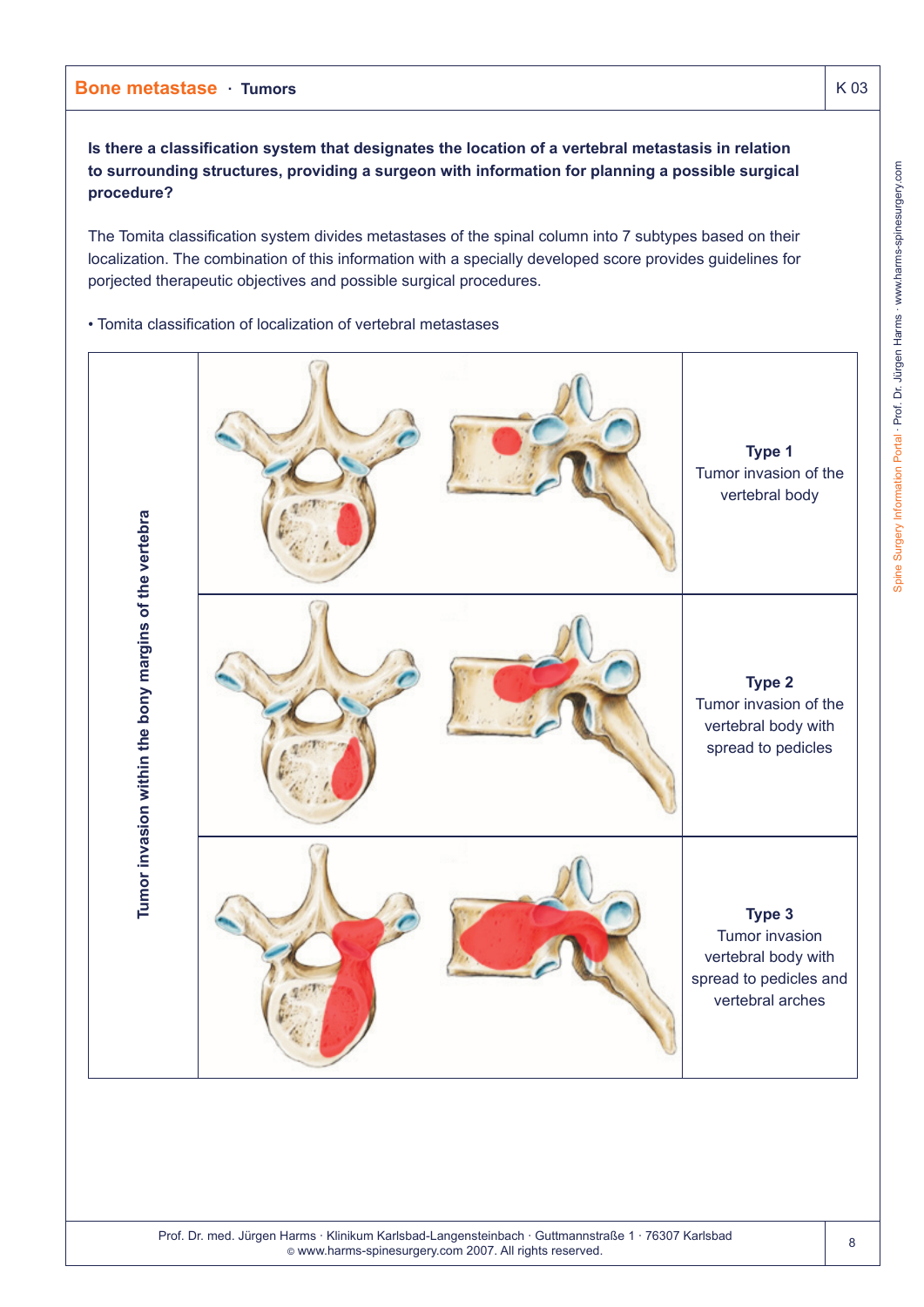**Is there a classification system that designates the location of a vertebral metastasis in relation to surrounding structures, providing a surgeon with information for planning a possible surgical procedure?**

The Tomita classification system divides metastases of the spinal column into 7 subtypes based on their localization. The combination of this information with a specially developed score provides guidelines for porjected therapeutic objectives and possible surgical procedures.

- Tomita classification of localization of vertebral metastases

| Tumor invasion within the bony margins of the vertebra | | |
|---|---|---|
| | | **Type 1** Tumor invasion of the vertebral body |
| | | **Type 2** Tumor invasion of the vertebral body with spread to pedicles |
| | | **Type 3** Tumor invasion vertebral body with spread to pedicles and vertebral arches |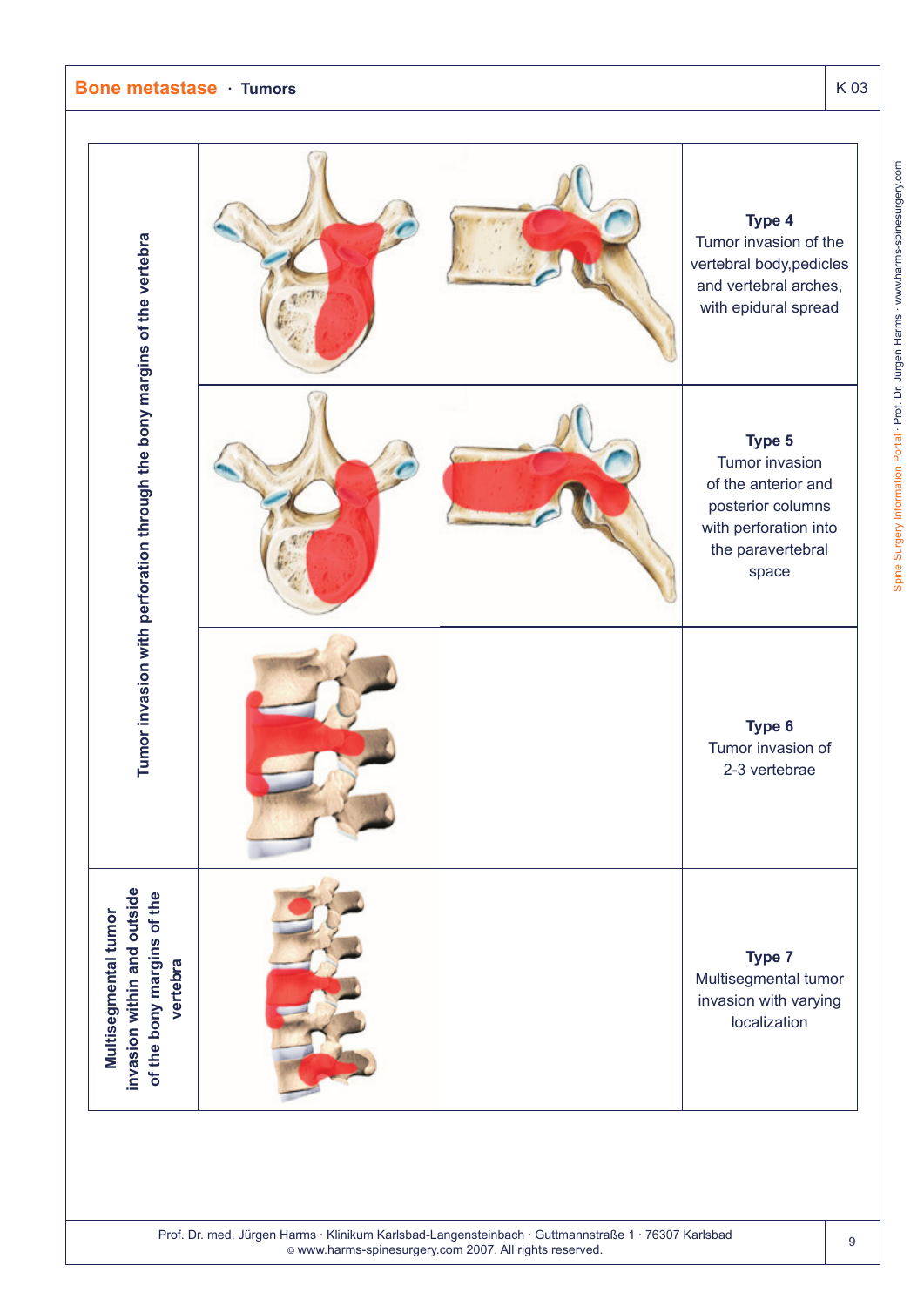# Bone metastase · Tumors

K 03

| Category | Type |
| --- | --- |
| Tumor invasion with perforation through the bony margins of the vertebra | **Type 4** Tumor invasion of the vertebral body,pedicles and vertebral arches, with epidural spread |
| | **Type 5** Tumor invasion of the anterior and posterior columns with perforation into the paravertebral space |
| | **Type 6** Tumor invasion of 2-3 vertebrae |
| Multisegmental tumor invasion within and outside of the bony margins of the vertebra | **Type 7** Multisegmental tumor invasion with varying localization |

Prof. Dr. med. Jürgen Harms · Klinikum Karlsbad-Langensteinbach · Guttmannstraße 1 · 76307 Karlsbad
© www.harms-spinesurgery.com 2007. All rights reserved.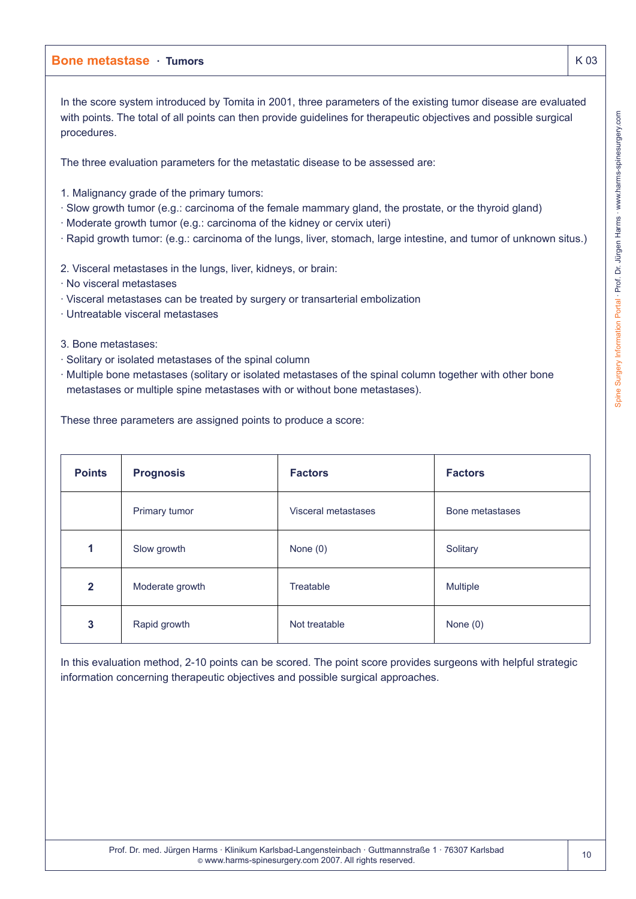## Bone metastase · Tumors

In the score system introduced by Tomita in 2001, three parameters of the existing tumor disease are evaluated with points. The total of all points can then provide guidelines for therapeutic objectives and possible surgical procedures.

The three evaluation parameters for the metastatic disease to be assessed are:

1. Malignancy grade of the primary tumors:
- Slow growth tumor (e.g.: carcinoma of the female mammary gland, the prostate, or the thyroid gland)
- Moderate growth tumor (e.g.: carcinoma of the kidney or cervix uteri)
- Rapid growth tumor: (e.g.: carcinoma of the lungs, liver, stomach, large intestine, and tumor of unknown situs.)

2. Visceral metastases in the lungs, liver, kidneys, or brain:
- No visceral metastases
- Visceral metastases can be treated by surgery or transarterial embolization
- Untreatable visceral metastases

3. Bone metastases:
- Solitary or isolated metastases of the spinal column
- Multiple bone metastases (solitary or isolated metastases of the spinal column together with other bone metastases or multiple spine metastases with or without bone metastases).

These three parameters are assigned points to produce a score:

| Points | Prognosis | Factors | Factors |
|---|---|---|---|
| | Primary tumor | Visceral metastases | Bone metastases |
| 1 | Slow growth | None (0) | Solitary |
| 2 | Moderate growth | Treatable | Multiple |
| 3 | Rapid growth | Not treatable | None (0) |

In this evaluation method, 2-10 points can be scored. The point score provides surgeons with helpful strategic information concerning therapeutic objectives and possible surgical approaches.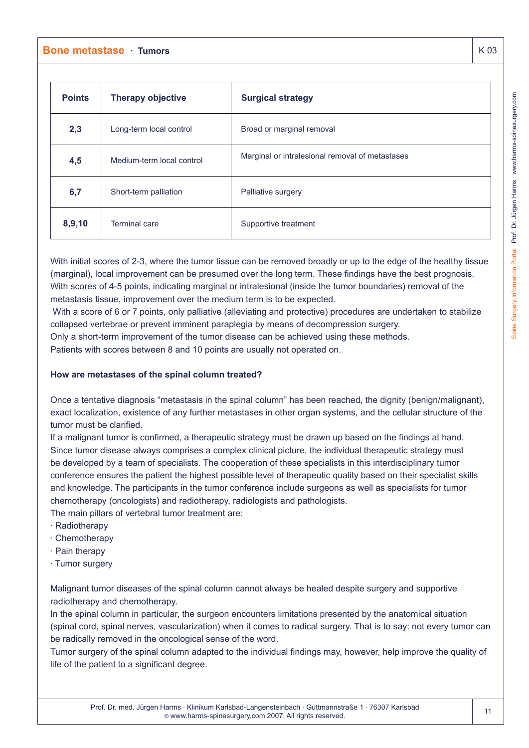| Points | Therapy objective | Surgical strategy |
|---|---|---|
| 2,3 | Long-term local control | Broad or marginal removal |
| 4,5 | Medium-term local control | Marginal or intralesional removal of metastases |
| 6,7 | Short-term palliation | Palliative surgery |
| 8,9,10 | Terminal care | Supportive treatment |

With initial scores of 2-3, where the tumor tissue can be removed broadly or up to the edge of the healthy tissue (marginal), local improvement can be presumed over the long term. These findings have the best prognosis. With scores of 4-5 points, indicating marginal or intralesional (inside the tumor boundaries) removal of the metastasis tissue, improvement over the medium term is to be expected.

With a score of 6 or 7 points, only palliative (alleviating and protective) procedures are undertaken to stabilize collapsed vertebrae or prevent imminent paraplegia by means of decompression surgery.

Only a short-term improvement of the tumor disease can be achieved using these methods.

Patients with scores between 8 and 10 points are usually not operated on.

**How are metastases of the spinal column treated?**

Once a tentative diagnosis "metastasis in the spinal column" has been reached, the dignity (benign/malignant), exact localization, existence of any further metastases in other organ systems, and the cellular structure of the tumor must be clarified.

If a malignant tumor is confirmed, a therapeutic strategy must be drawn up based on the findings at hand. Since tumor disease always comprises a complex clinical picture, the individual therapeutic strategy must be developed by a team of specialists. The cooperation of these specialists in this interdisciplinary tumor conference ensures the patient the highest possible level of therapeutic quality based on their specialist skills and knowledge. The participants in the tumor conference include surgeons as well as specialists for tumor chemotherapy (oncologists) and radiotherapy, radiologists and pathologists.

The main pillars of vertebral tumor treatment are:

- Radiotherapy
- Chemotherapy
- Pain therapy
- Tumor surgery

Malignant tumor diseases of the spinal column cannot always be healed despite surgery and supportive radiotherapy and chemotherapy.

In the spinal column in particular, the surgeon encounters limitations presented by the anatomical situation (spinal cord, spinal nerves, vascularization) when it comes to radical surgery. That is to say: not every tumor can be radically removed in the oncological sense of the word.

Tumor surgery of the spinal column adapted to the individual findings may, however, help improve the quality of life of the patient to a significant degree.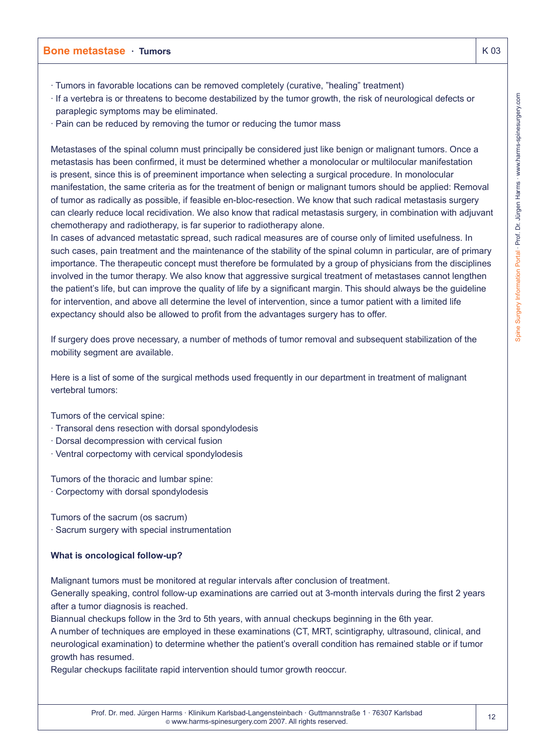- Tumors in favorable locations can be removed completely (curative, "healing" treatment)
- If a vertebra is or threatens to become destabilized by the tumor growth, the risk of neurological defects or paraplegic symptoms may be eliminated.
- Pain can be reduced by removing the tumor or reducing the tumor mass

Metastases of the spinal column must principally be considered just like benign or malignant tumors. Once a metastasis has been confirmed, it must be determined whether a monolocular or multilocular manifestation is present, since this is of preeminent importance when selecting a surgical procedure. In monolocular manifestation, the same criteria as for the treatment of benign or malignant tumors should be applied: Removal of tumor as radically as possible, if feasible en-bloc-resection. We know that such radical metastasis surgery can clearly reduce local recidivation. We also know that radical metastasis surgery, in combination with adjuvant chemotherapy and radiotherapy, is far superior to radiotherapy alone.
In cases of advanced metastatic spread, such radical measures are of course only of limited usefulness. In such cases, pain treatment and the maintenance of the stability of the spinal column in particular, are of primary importance. The therapeutic concept must therefore be formulated by a group of physicians from the disciplines involved in the tumor therapy. We also know that aggressive surgical treatment of metastases cannot lengthen the patient's life, but can improve the quality of life by a significant margin. This should always be the guideline for intervention, and above all determine the level of intervention, since a tumor patient with a limited life expectancy should also be allowed to profit from the advantages surgery has to offer.

If surgery does prove necessary, a number of methods of tumor removal and subsequent stabilization of the mobility segment are available.

Here is a list of some of the surgical methods used frequently in our department in treatment of malignant vertebral tumors:

Tumors of the cervical spine:
- Transoral dens resection with dorsal spondylodesis
- Dorsal decompression with cervical fusion
- Ventral corpectomy with cervical spondylodesis

Tumors of the thoracic and lumbar spine:
- Corpectomy with dorsal spondylodesis

Tumors of the sacrum (os sacrum)
- Sacrum surgery with special instrumentation

**What is oncological follow-up?**

Malignant tumors must be monitored at regular intervals after conclusion of treatment.
Generally speaking, control follow-up examinations are carried out at 3-month intervals during the first 2 years after a tumor diagnosis is reached.
Biannual checkups follow in the 3rd to 5th years, with annual checkups beginning in the 6th year.
A number of techniques are employed in these examinations (CT, MRT, scintigraphy, ultrasound, clinical, and neurological examination) to determine whether the patient's overall condition has remained stable or if tumor growth has resumed.
Regular checkups facilitate rapid intervention should tumor growth reoccur.